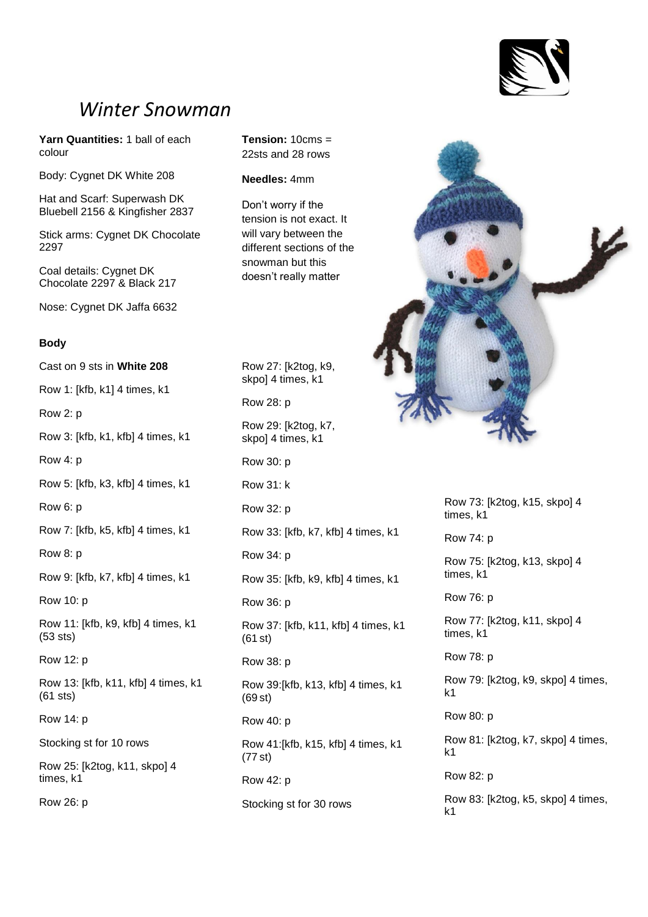# *Winter Snowman*

**Yarn Quantities:** 1 ball of each colour

Body: Cygnet DK White 208

Hat and Scarf: Superwash DK Bluebell 2156 & Kingfisher 2837

Stick arms: Cygnet DK Chocolate 2297

Coal details: Cygnet DK Chocolate 2297 & Black 217

Nose: Cygnet DK Jaffa 6632

**Tension:** 10cms = 22sts and 28 rows

**Needles:** 4mm

Don't worry if the tension is not exact. It will vary between the different sections of the snowman but this doesn't really matter

**Body**

Cast on 9 sts in **White 208**

Row 1: [kfb, k1] 4 times, k1

Row 2: p

Row 3: [kfb, k1, kfb] 4 times, k1

Row 4: p

Row 5: [kfb, k3, kfb] 4 times, k1

Row 6: p

Row 7: [kfb, k5, kfb] 4 times, k1

Row 8: p

Row 9: [kfb, k7, kfb] 4 times, k1

Row 10: p

Row 11: [kfb, k9, kfb] 4 times, k1 (53 sts)

Row 12: p

Row 13: [kfb, k11, kfb] 4 times, k1 (61 sts)

Row 14: p

Stocking st for 10 rows

Row 25: [k2tog, k11, skpo] 4 times, k1

Row 26: p

Row 27: [k2tog, k9, skpo] 4 times, k1

Row 28: p

Row 29: [k2tog, k7, skpo] 4 times, k1

Row 30: p

Row 31: k

Row 32: p

Row 33: [kfb, k7, kfb] 4 times, k1

Row 34: p

Row 35: [kfb, k9, kfb] 4 times, k1

Row 36: p

Row 37: [kfb, k11, kfb] 4 times, k1 (61 st)

Row 38: p

Row 39:[kfb, k13, kfb] 4 times, k1 (69 st)

Row 40: p

Row 41:[kfb, k15, kfb] 4 times, k1 (77 st)

Row 42: p

Stocking st for 30 rows

Row 73: [k2tog, k15, skpo] 4 times, k1

Row 74: p

Row 75: [k2tog, k13, skpo] 4 times, k1

Row 76: p

Row 77: [k2tog, k11, skpo] 4 times, k1

Row 78: p

Row 79: [k2tog, k9, skpo] 4 times, k1

Row 80: p

Row 81: [k2tog, k7, skpo] 4 times, k1

Row 82: p

Row 83: [k2tog, k5, skpo] 4 times, k1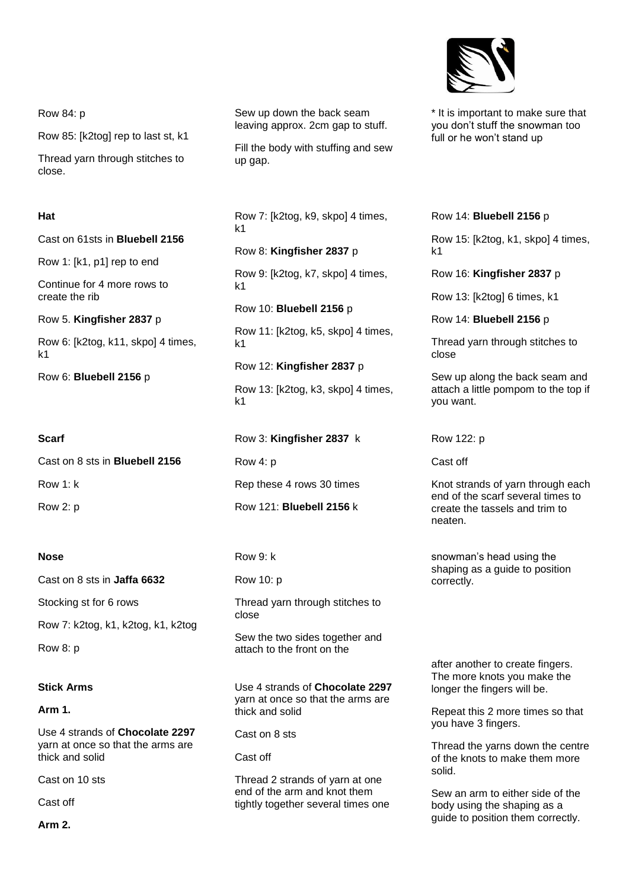Row 84: p

Row 85: [k2tog] rep to last st, k1

Thread yarn through stitches to close.

Sew up down the back seam leaving approx. 2cm gap to stuff.

Fill the body with stuffing and sew up gap.

* It is important to make sure that you don't stuff the snowman too full or he won't stand up

### Hat

Cast on 61sts in **Bluebell 2156**

Row 1: [k1, p1] rep to end

Continue for 4 more rows to create the rib

Row 5. **Kingfisher 2837** p

Row 6: [k2tog, k11, skpo] 4 times, k1

Row 6: **Bluebell 2156** p

Row 7: [k2tog, k9, skpo] 4 times, k1

Row 8: **Kingfisher 2837** p

Row 9: [k2tog, k7, skpo] 4 times, k1

Row 10: **Bluebell 2156** p

Row 11: [k2tog, k5, skpo] 4 times, k1

Row 12: **Kingfisher 2837** p

Row 13: [k2tog, k3, skpo] 4 times, k1

Row 14: **Bluebell 2156** p

Row 15: [k2tog, k1, skpo] 4 times, k1

Row 16: **Kingfisher 2837** p

Row 13: [k2tog] 6 times, k1

Row 14: **Bluebell 2156** p

Thread yarn through stitches to close

Sew up along the back seam and attach a little pompom to the top if you want.

### Scarf

Cast on 8 sts in **Bluebell 2156**

Row 1: k

Row 2: p

Row 3: **Kingfisher 2837** k

Row 4: p

Rep these 4 rows 30 times

Row 121: **Bluebell 2156** k

Row 122: p

Cast off

Knot strands of yarn through each end of the scarf several times to create the tassels and trim to neaten.

### Nose

Cast on 8 sts in **Jaffa 6632**

Stocking st for 6 rows

Row 7: k2tog, k1, k2tog, k1, k2tog

Row 8: p

Row 9: k

Row 10: p

Thread yarn through stitches to close

Sew the two sides together and attach to the front on the snowman's head using the shaping as a guide to position correctly.

### Stick Arms

**Arm 1.**

Use 4 strands of **Chocolate 2297** yarn at once so that the arms are thick and solid

Cast on 10 sts

Cast off

**Arm 2.**

Use 4 strands of **Chocolate 2297** yarn at once so that the arms are thick and solid

Cast on 8 sts

Cast off

Thread 2 strands of yarn at one end of the arm and knot them tightly together several times one after another to create fingers. The more knots you make the longer the fingers will be.

Repeat this 2 more times so that you have 3 fingers.

Thread the yarns down the centre of the knots to make them more solid.

Sew an arm to either side of the body using the shaping as a guide to position them correctly.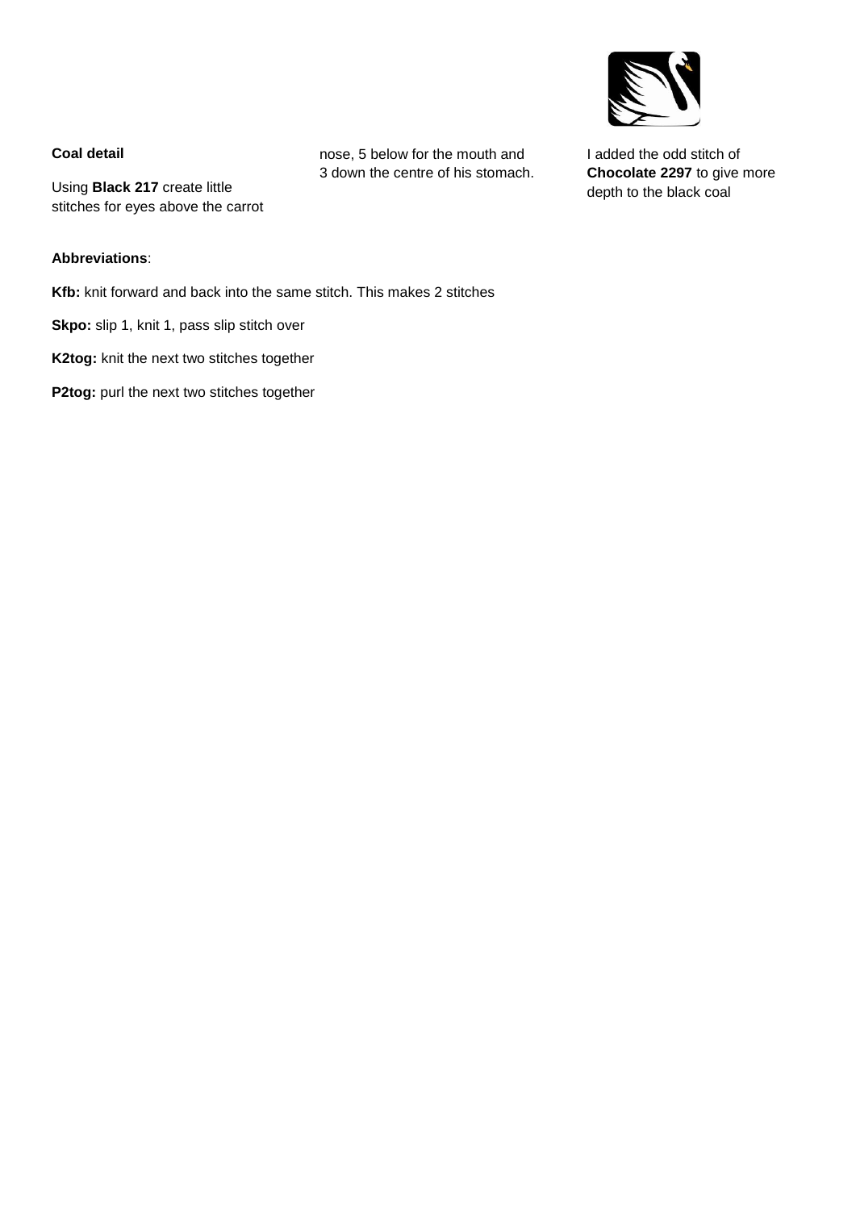**Coal detail**

Using **Black 217** create little stitches for eyes above the carrot nose, 5 below for the mouth and 3 down the centre of his stomach.

I added the odd stitch of **Chocolate 2297** to give more depth to the black coal

**Abbreviations**:

**Kfb:** knit forward and back into the same stitch. This makes 2 stitches

**Skpo:** slip 1, knit 1, pass slip stitch over

**K2tog:** knit the next two stitches together

**P2tog:** purl the next two stitches together